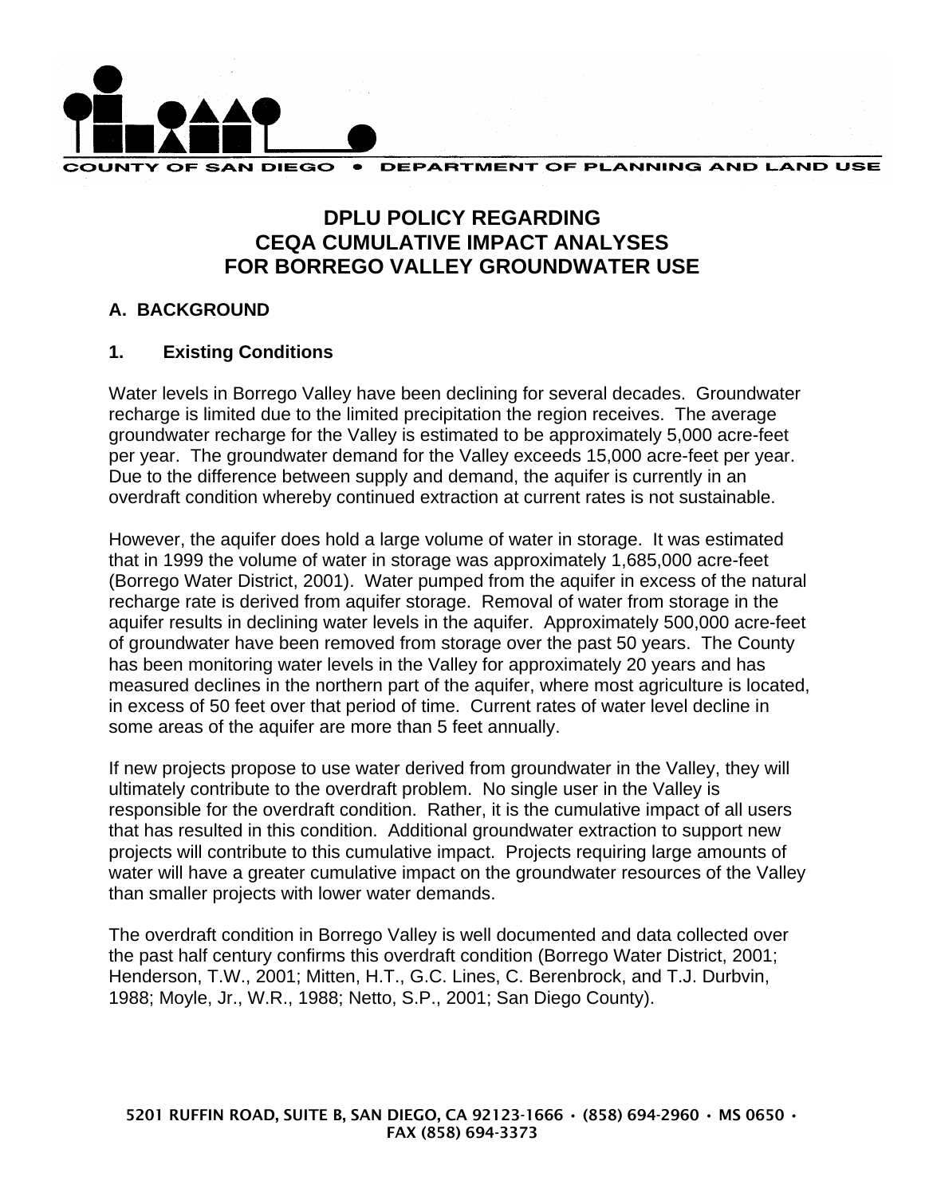COUNTY OF SAN DIEGO • DEPARTMENT OF PLANNING AND LAND USE

# DPLU POLICY REGARDING CEQA CUMULATIVE IMPACT ANALYSES FOR BORREGO VALLEY GROUNDWATER USE

## A. BACKGROUND

### 1. Existing Conditions

Water levels in Borrego Valley have been declining for several decades. Groundwater recharge is limited due to the limited precipitation the region receives. The average groundwater recharge for the Valley is estimated to be approximately 5,000 acre-feet per year. The groundwater demand for the Valley exceeds 15,000 acre-feet per year. Due to the difference between supply and demand, the aquifer is currently in an overdraft condition whereby continued extraction at current rates is not sustainable.

However, the aquifer does hold a large volume of water in storage. It was estimated that in 1999 the volume of water in storage was approximately 1,685,000 acre-feet (Borrego Water District, 2001). Water pumped from the aquifer in excess of the natural recharge rate is derived from aquifer storage. Removal of water from storage in the aquifer results in declining water levels in the aquifer. Approximately 500,000 acre-feet of groundwater have been removed from storage over the past 50 years. The County has been monitoring water levels in the Valley for approximately 20 years and has measured declines in the northern part of the aquifer, where most agriculture is located, in excess of 50 feet over that period of time. Current rates of water level decline in some areas of the aquifer are more than 5 feet annually.

If new projects propose to use water derived from groundwater in the Valley, they will ultimately contribute to the overdraft problem. No single user in the Valley is responsible for the overdraft condition. Rather, it is the cumulative impact of all users that has resulted in this condition. Additional groundwater extraction to support new projects will contribute to this cumulative impact. Projects requiring large amounts of water will have a greater cumulative impact on the groundwater resources of the Valley than smaller projects with lower water demands.

The overdraft condition in Borrego Valley is well documented and data collected over the past half century confirms this overdraft condition (Borrego Water District, 2001; Henderson, T.W., 2001; Mitten, H.T., G.C. Lines, C. Berenbrock, and T.J. Durbvin, 1988; Moyle, Jr., W.R., 1988; Netto, S.P., 2001; San Diego County).

5201 RUFFIN ROAD, SUITE B, SAN DIEGO, CA 92123-1666 • (858) 694-2960 • MS 0650 • FAX (858) 694-3373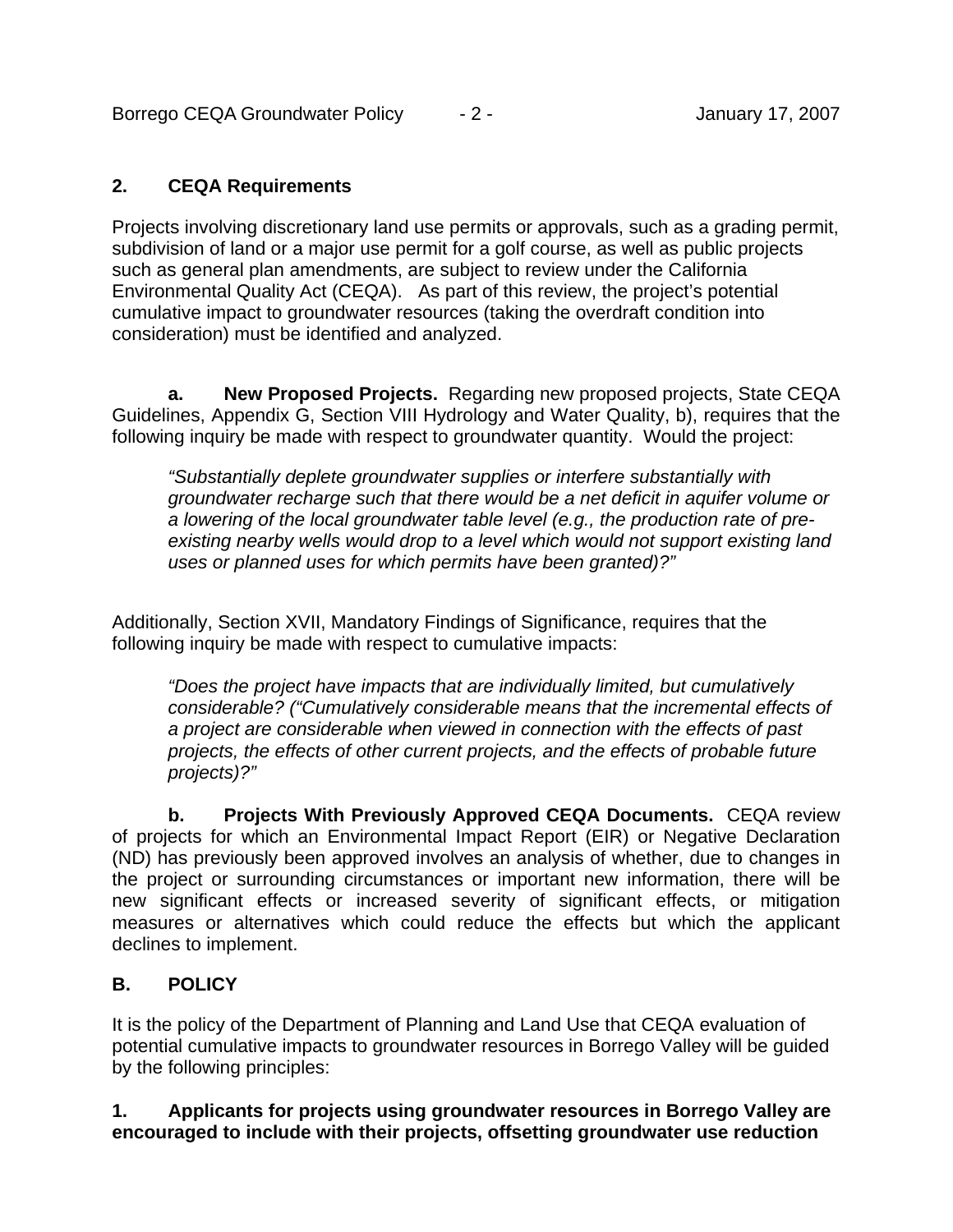## 2. CEQA Requirements

Projects involving discretionary land use permits or approvals, such as a grading permit, subdivision of land or a major use permit for a golf course, as well as public projects such as general plan amendments, are subject to review under the California Environmental Quality Act (CEQA). As part of this review, the project's potential cumulative impact to groundwater resources (taking the overdraft condition into consideration) must be identified and analyzed.

**a. New Proposed Projects.** Regarding new proposed projects, State CEQA Guidelines, Appendix G, Section VIII Hydrology and Water Quality, b), requires that the following inquiry be made with respect to groundwater quantity. Would the project:

> *"Substantially deplete groundwater supplies or interfere substantially with groundwater recharge such that there would be a net deficit in aquifer volume or a lowering of the local groundwater table level (e.g., the production rate of pre-existing nearby wells would drop to a level which would not support existing land uses or planned uses for which permits have been granted)?"*

Additionally, Section XVII, Mandatory Findings of Significance, requires that the following inquiry be made with respect to cumulative impacts:

> *"Does the project have impacts that are individually limited, but cumulatively considerable? ("Cumulatively considerable means that the incremental effects of a project are considerable when viewed in connection with the effects of past projects, the effects of other current projects, and the effects of probable future projects)?"*

**b. Projects With Previously Approved CEQA Documents.** CEQA review of projects for which an Environmental Impact Report (EIR) or Negative Declaration (ND) has previously been approved involves an analysis of whether, due to changes in the project or surrounding circumstances or important new information, there will be new significant effects or increased severity of significant effects, or mitigation measures or alternatives which could reduce the effects but which the applicant declines to implement.

## B. POLICY

It is the policy of the Department of Planning and Land Use that CEQA evaluation of potential cumulative impacts to groundwater resources in Borrego Valley will be guided by the following principles:

**1. Applicants for projects using groundwater resources in Borrego Valley are encouraged to include with their projects, offsetting groundwater use reduction**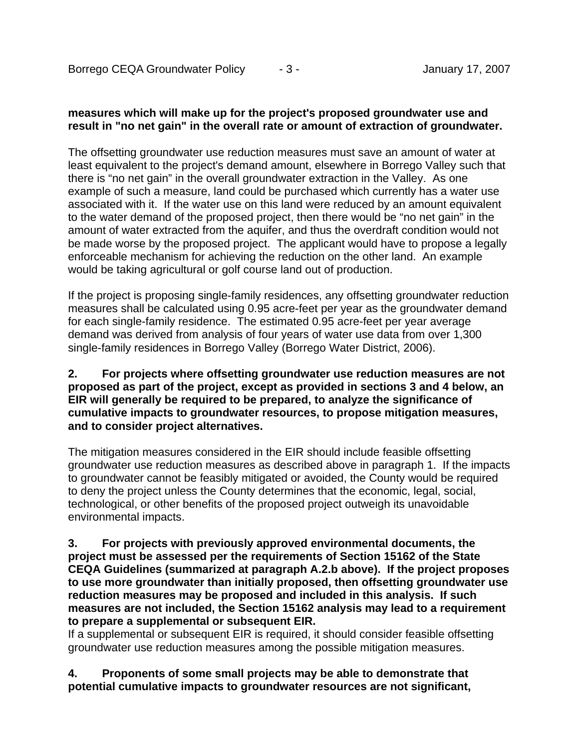**measures which will make up for the project's proposed groundwater use and result in "no net gain" in the overall rate or amount of extraction of groundwater.**

The offsetting groundwater use reduction measures must save an amount of water at least equivalent to the project's demand amount, elsewhere in Borrego Valley such that there is "no net gain" in the overall groundwater extraction in the Valley. As one example of such a measure, land could be purchased which currently has a water use associated with it. If the water use on this land were reduced by an amount equivalent to the water demand of the proposed project, then there would be "no net gain" in the amount of water extracted from the aquifer, and thus the overdraft condition would not be made worse by the proposed project. The applicant would have to propose a legally enforceable mechanism for achieving the reduction on the other land. An example would be taking agricultural or golf course land out of production.

If the project is proposing single-family residences, any offsetting groundwater reduction measures shall be calculated using 0.95 acre-feet per year as the groundwater demand for each single-family residence. The estimated 0.95 acre-feet per year average demand was derived from analysis of four years of water use data from over 1,300 single-family residences in Borrego Valley (Borrego Water District, 2006).

**2. For projects where offsetting groundwater use reduction measures are not proposed as part of the project, except as provided in sections 3 and 4 below, an EIR will generally be required to be prepared, to analyze the significance of cumulative impacts to groundwater resources, to propose mitigation measures, and to consider project alternatives.**

The mitigation measures considered in the EIR should include feasible offsetting groundwater use reduction measures as described above in paragraph 1. If the impacts to groundwater cannot be feasibly mitigated or avoided, the County would be required to deny the project unless the County determines that the economic, legal, social, technological, or other benefits of the proposed project outweigh its unavoidable environmental impacts.

**3. For projects with previously approved environmental documents, the project must be assessed per the requirements of Section 15162 of the State CEQA Guidelines (summarized at paragraph A.2.b above). If the project proposes to use more groundwater than initially proposed, then offsetting groundwater use reduction measures may be proposed and included in this analysis. If such measures are not included, the Section 15162 analysis may lead to a requirement to prepare a supplemental or subsequent EIR.**

If a supplemental or subsequent EIR is required, it should consider feasible offsetting groundwater use reduction measures among the possible mitigation measures.

**4. Proponents of some small projects may be able to demonstrate that potential cumulative impacts to groundwater resources are not significant,**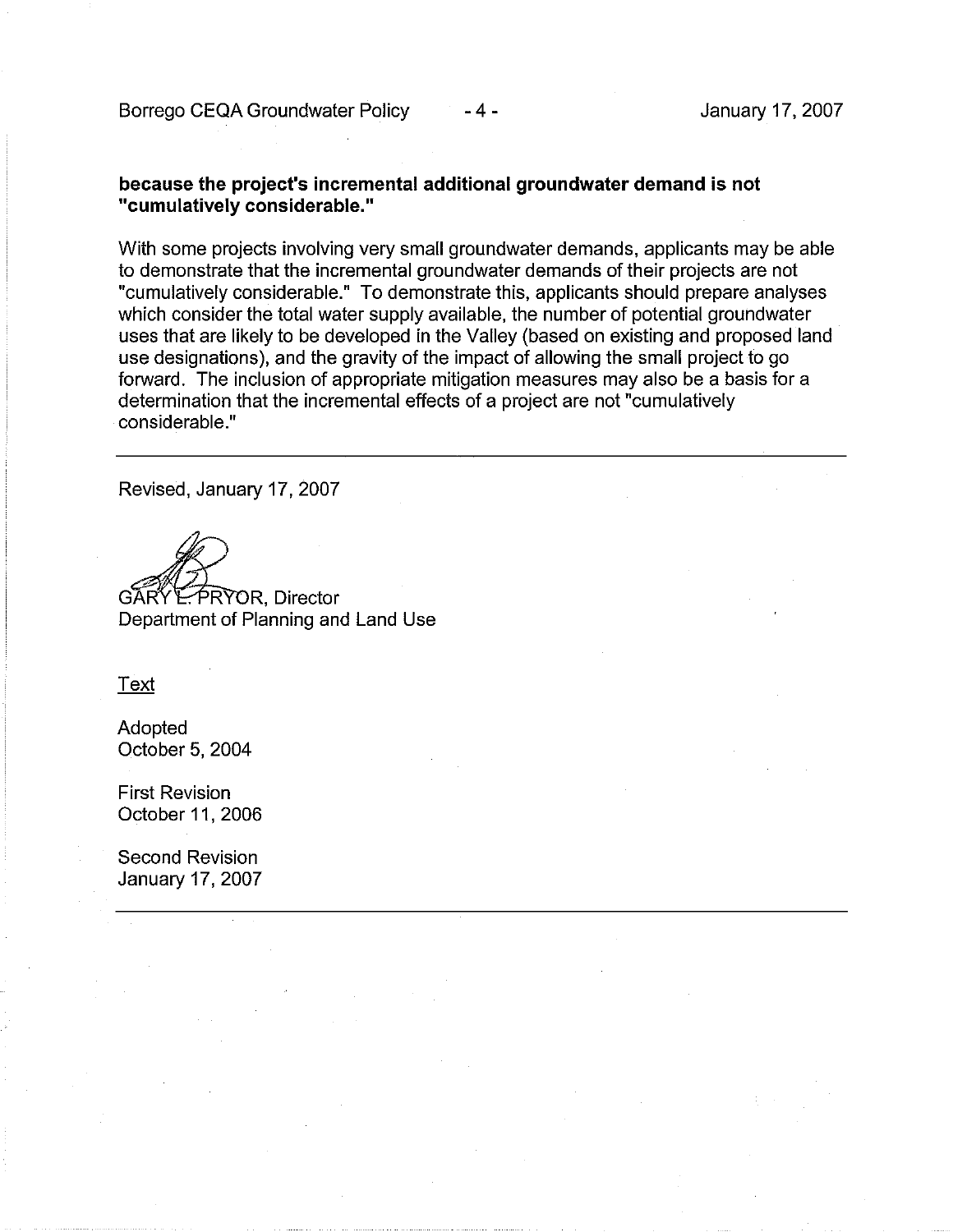**because the project's incremental additional groundwater demand is not "cumulatively considerable."**

With some projects involving very small groundwater demands, applicants may be able to demonstrate that the incremental groundwater demands of their projects are not "cumulatively considerable." To demonstrate this, applicants should prepare analyses which consider the total water supply available, the number of potential groundwater uses that are likely to be developed in the Valley (based on existing and proposed land use designations), and the gravity of the impact of allowing the small project to go forward. The inclusion of appropriate mitigation measures may also be a basis for a determination that the incremental effects of a project are not "cumulatively considerable."

---

Revised, January 17, 2007

GARY L. PRYOR, Director
Department of Planning and Land Use

Text

Adopted
October 5, 2004

First Revision
October 11, 2006

Second Revision
January 17, 2007

---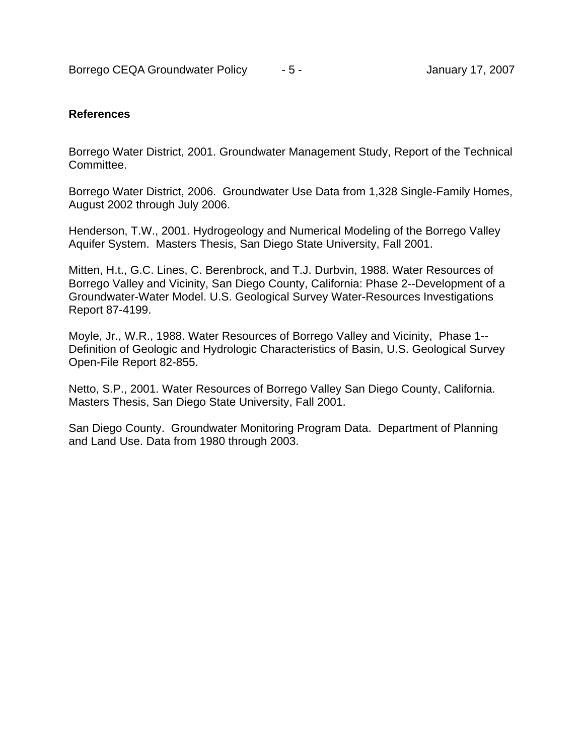## References

Borrego Water District, 2001. Groundwater Management Study, Report of the Technical Committee.

Borrego Water District, 2006. Groundwater Use Data from 1,328 Single-Family Homes, August 2002 through July 2006.

Henderson, T.W., 2001. Hydrogeology and Numerical Modeling of the Borrego Valley Aquifer System. Masters Thesis, San Diego State University, Fall 2001.

Mitten, H.t., G.C. Lines, C. Berenbrock, and T.J. Durbvin, 1988. Water Resources of Borrego Valley and Vicinity, San Diego County, California: Phase 2--Development of a Groundwater-Water Model. U.S. Geological Survey Water-Resources Investigations Report 87-4199.

Moyle, Jr., W.R., 1988. Water Resources of Borrego Valley and Vicinity, Phase 1--Definition of Geologic and Hydrologic Characteristics of Basin, U.S. Geological Survey Open-File Report 82-855.

Netto, S.P., 2001. Water Resources of Borrego Valley San Diego County, California. Masters Thesis, San Diego State University, Fall 2001.

San Diego County. Groundwater Monitoring Program Data. Department of Planning and Land Use. Data from 1980 through 2003.